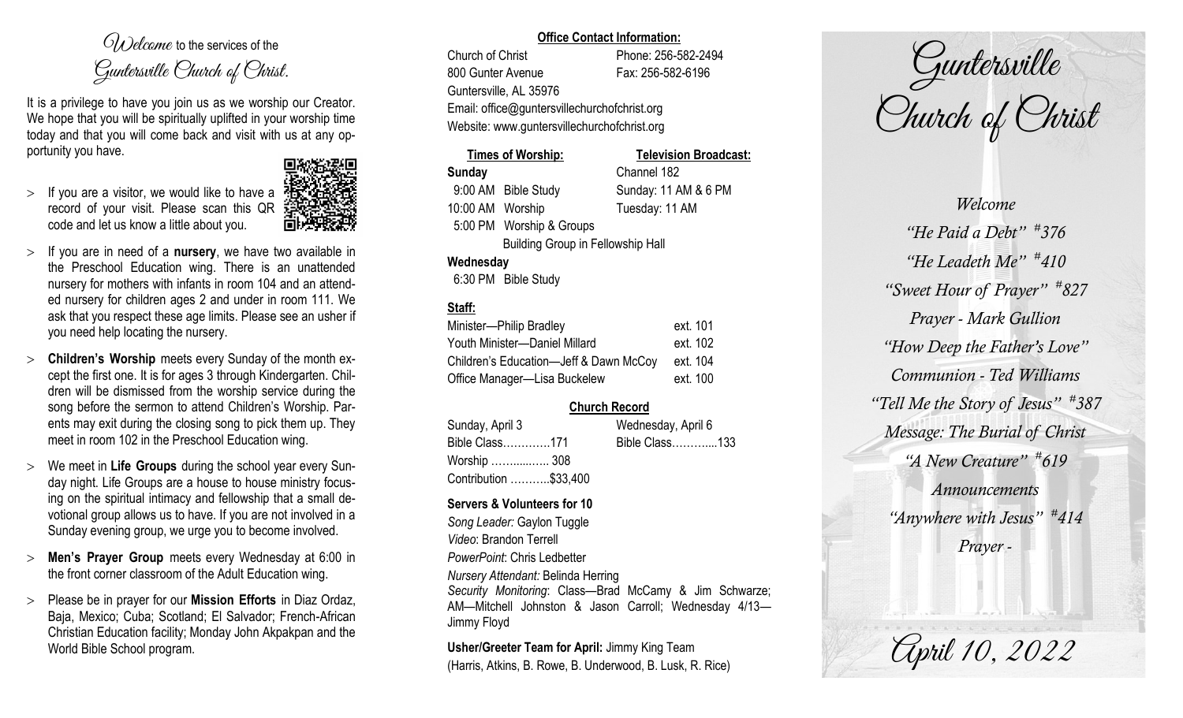*Welcome* to the services of the *Guntersville Church of Christ.*

It is a privilege to have you join us as we worship our Creator. We hope that you will be spiritually uplifted in your worship time today and that you will come back and visit with us at any opportunity you have.

- If you are a visitor, we would like to have a record of your visit. Please scan this QR code and let us know a little about you.
- If you are in need of a **nursery**, we have two available in the Preschool Education wing. There is an unattended nursery for mothers with infants in room 104 and an attended nursery for children ages 2 and under in room 111. We ask that you respect these age limits. Please see an usher if you need help locating the nursery.
- **Children's Worship** meets every Sunday of the month except the first one. It is for ages 3 through Kindergarten. Children will be dismissed from the worship service during the song before the sermon to attend Children's Worship. Parents may exit during the closing song to pick them up. They meet in room 102 in the Preschool Education wing.
- We meet in **Life Groups** during the school year every Sunday night. Life Groups are a house to house ministry focusing on the spiritual intimacy and fellowship that a small devotional group allows us to have. If you are not involved in a Sunday evening group, we urge you to become involved.
- **Men's Prayer Group** meets every Wednesday at 6:00 in the front corner classroom of the Adult Education wing.
- Please be in prayer for our **Mission Efforts** in Diaz Ordaz, Baja, Mexico; Cuba; Scotland; El Salvador; French-African Christian Education facility; Monday John Akpakpan and the World Bible School program.

**Office Contact Information:**

Church of Christ — Phone: 256-582-2494
800 Gunter Avenue — Fax: 256-582-6196
Guntersville, AL 35976
Email: office@guntersvillechurchofchrist.org
Website: www.guntersvillechurchofchrist.org

**Times of Worship:**

**Sunday**
9:00 AM Bible Study
10:00 AM Worship
5:00 PM Worship & Groups
Building Group in Fellowship Hall

**Wednesday**
6:30 PM Bible Study

**Television Broadcast:**

Channel 182
Sunday: 11 AM & 6 PM
Tuesday: 11 AM

**Staff:**

| | |
|---|---|
| Minister—Philip Bradley | ext. 101 |
| Youth Minister—Daniel Millard | ext. 102 |
| Children's Education—Jeff & Dawn McCoy | ext. 104 |
| Office Manager—Lisa Buckelew | ext. 100 |

**Church Record**

| Sunday, April 3 | Wednesday, April 6 |
|---|---|
| Bible Class…………171 | Bible Class………...133 |
| Worship …….....….. 308 | |
| Contribution ………..$33,400 | |

**Servers & Volunteers for 10**

*Song Leader:* Gaylon Tuggle
*Video*: Brandon Terrell
*PowerPoint*: Chris Ledbetter
*Nursery Attendant:* Belinda Herring
*Security Monitoring*: Class—Brad McCamy & Jim Schwarze; AM—Mitchell Johnston & Jason Carroll; Wednesday 4/13—Jimmy Floyd

**Usher/Greeter Team for April:** Jimmy King Team
(Harris, Atkins, B. Rowe, B. Underwood, B. Lusk, R. Rice)

# Guntersville Church of Christ

*Welcome*
*"He Paid a Debt" #376*
*"He Leadeth Me" #410*
*"Sweet Hour of Prayer" #827*
*Prayer - Mark Gullion*
*"How Deep the Father's Love"*
*Communion - Ted Williams*
*"Tell Me the Story of Jesus" #387*
*Message: The Burial of Christ*
*"A New Creature" #619*
*Announcements*
*"Anywhere with Jesus" #414*
*Prayer -*

*April 10, 2022*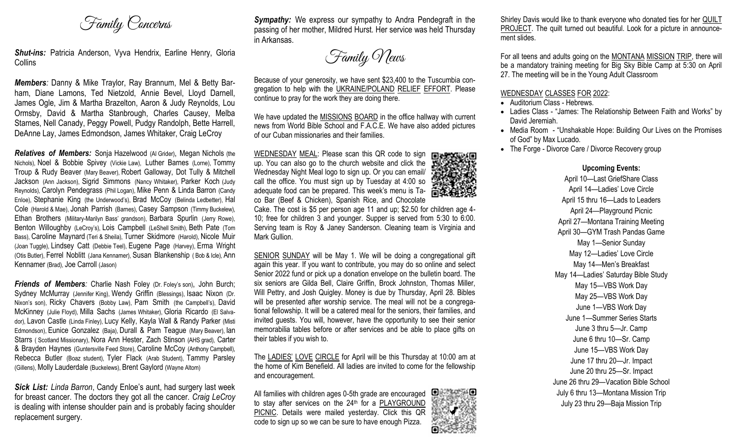# Family Concerns

***Shut-ins:*** Patricia Anderson, Vyva Hendrix, Earline Henry, Gloria Collins

***Members:*** Danny & Mike Traylor, Ray Brannum, Mel & Betty Barham, Diane Lamons, Ted Nietzold, Annie Bevel, Lloyd Darnell, James Ogle, Jim & Martha Brazelton, Aaron & Judy Reynolds, Lou Ormsby, David & Martha Stanbrough, Charles Causey, Melba Starnes, Nell Canady, Peggy Powell, Pudgy Randolph, Bette Harrell, DeAnne Lay, James Edmondson, James Whitaker, Craig LeCroy

***Relatives of Members:*** Sonja Hazelwood (Al Grider), Megan Nichols (the Nichols), Noel & Bobbie Spivey (Vickie Law), Luther Barnes (Lorne), Tommy Troup & Rudy Beaver (Mary Beaver), Robert Galloway, Dot Tully & Mitchell Jackson (Ann Jackson), Sigrid Simmons (Nancy Whitaker), Parker Koch (Judy Reynolds), Carolyn Pendegrass (Phil Logan), Mike Penn & Linda Barron (Candy Enloe), Stephanie King (the Underwood's), Brad McCoy (Belinda Ledbetter), Hal Cole (Harold & Mae), Jonah Parrish (Barnes), Casey Sampson (Timmy Buckelew), Ethan Brothers (Military-Marilyn Bass' grandson), Barbara Spurlin (Jerry Rowe), Benton Willoughby (LeCroy's), Lois Campbell (LeShell Smith), Beth Pate (Tom Bass), Caroline Maynard (Teri & Sheila), Turner Skidmore (Harold), Nicole Muir (Joan Tuggle), Lindsey Catt (Debbie Teel), Eugene Page (Harvey), Erma Wright (Otis Butler), Ferrel Noblitt (Jana Kennamer), Susan Blankenship ( Bob & Icle), Ann Kennamer (Brad), Joe Carroll (Jason)

***Friends of Members:*** Charlie Nash Foley (Dr. Foley's son), John Burch; Sydney McMurray (Jennifer King), Wendy Griffin (Blessings), Isaac Nixon (Dr. Nixon's son), Ricky Chavers (Bobby Law), Pam Smith (the Campbell's), David McKinney (Julie Floyd), Milla Sachs (James Whitaker), Gloria Ricardo (El Salvador), Lavon Castle (Linda Finley), Lucy Kelly, Kayla Wall & Randy Parker (Misti Edmondson), Eunice Gonzalez (Baja), Durall & Pam Teague (Mary Beaver), Ian Starrs ( Scotland Missionary), Nora Ann Hester, Zach Stinson (AHS grad), Carter & Brayden Haynes (Guntersville Feed Store), Caroline McCoy (Anthony Campbell), Rebecca Butler (Boaz student), Tyler Flack (Arab Student), Tammy Parsley (Gillens), Molly Lauderdale (Buckelews), Brent Gaylord (Wayne Altom)

***Sick List:*** *Linda Barron*, Candy Enloe's aunt, had surgery last week for breast cancer. The doctors they got all the cancer. *Craig LeCroy* is dealing with intense shoulder pain and is probably facing shoulder replacement surgery.

***Sympathy:*** We express our sympathy to Andra Pendegraft in the passing of her mother, Mildred Hurst. Her service was held Thursday in Arkansas.

# Family News

Because of your generosity, we have sent $23,400 to the Tuscumbia congregation to help with the UKRAINE/POLAND RELIEF EFFORT. Please continue to pray for the work they are doing there.

We have updated the MISSIONS BOARD in the office hallway with current news from World Bible School and F.A.C.E. We have also added pictures of our Cuban missionaries and their families.

WEDNESDAY MEAL: Please scan this QR code to sign up. You can also go to the church website and click the Wednesday Night Meal logo to sign up. Or you can email/call the office. You must sign up by Tuesday at 4:00 so adequate food can be prepared. This week's menu is Taco Bar (Beef & Chicken), Spanish Rice, and Chocolate Cake. The cost is $5 per person age 11 and up; $2.50 for children age 4-10; free for children 3 and younger. Supper is served from 5:30 to 6:00. Serving team is Roy & Janey Sanderson. Cleaning team is Virginia and Mark Gullion.

SENIOR SUNDAY will be May 1. We will be doing a congregational gift again this year. If you want to contribute, you may do so online and select Senior 2022 fund or pick up a donation envelope on the bulletin board. The six seniors are Gilda Bell, Claire Griffin, Brock Johnston, Thomas Miller, Will Pettry, and Josh Quigley. Money is due by Thursday, April 28. Bibles will be presented after worship service. The meal will not be a congregational fellowship. It will be a catered meal for the seniors, their families, and invited guests. You will, however, have the opportunity to see their senior memorabilia tables before or after services and be able to place gifts on their tables if you wish to.

The LADIES' LOVE CIRCLE for April will be this Thursday at 10:00 am at the home of Kim Benefield. All ladies are invited to come for the fellowship and encouragement.

All families with children ages 0-5th grade are encouraged to stay after services on the 24th for a PLAYGROUND PICNIC. Details were mailed yesterday. Click this QR code to sign up so we can be sure to have enough Pizza.

Shirley Davis would like to thank everyone who donated ties for her QUILT PROJECT. The quilt turned out beautiful. Look for a picture in announcement slides.

For all teens and adults going on the MONTANA MISSION TRIP, there will be a mandatory training meeting for Big Sky Bible Camp at 5:30 on April 27. The meeting will be in the Young Adult Classroom

WEDNESDAY CLASSES FOR 2022:

- Auditorium Class - Hebrews.
- Ladies Class - "James: The Relationship Between Faith and Works" by David Jeremiah.
- Media Room - "Unshakable Hope: Building Our Lives on the Promises of God" by Max Lucado.
- The Forge - Divorce Care / Divorce Recovery group

**Upcoming Events:**

April 10—Last GriefShare Class
April 14—Ladies' Love Circle
April 15 thru 16—Lads to Leaders
April 24—Playground Picnic
April 27—Montana Training Meeting
April 30—GYM Trash Pandas Game
May 1—Senior Sunday
May 12—Ladies' Love Circle
May 14—Men's Breakfast
May 14—Ladies' Saturday Bible Study
May 15—VBS Work Day
May 25—VBS Work Day
June 1—VBS Work Day
June 1—Summer Series Starts
June 3 thru 5—Jr. Camp
June 6 thru 10—Sr. Camp
June 15—VBS Work Day
June 17 thru 20—Jr. Impact
June 20 thru 25—Sr. Impact
June 26 thru 29—Vacation Bible School
July 6 thru 13—Montana Mission Trip
July 23 thru 29—Baja Mission Trip